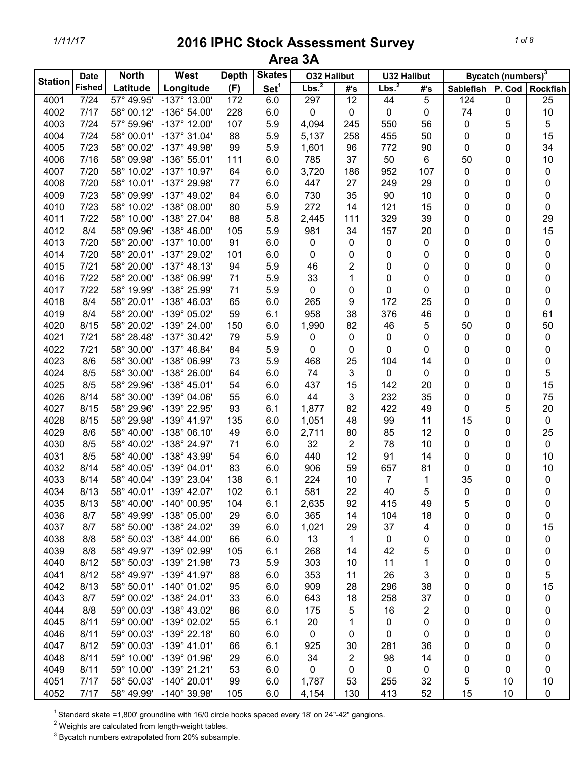# 2016 IPHC Stock Assessment Survey

## Area 3A

| Station | Date Fished | North Latitude | West Longitude | Depth (F) | Skates Set[1] | O32 Halibut Lbs.[2] | O32 Halibut #'s | U32 Halibut Lbs.[2] | U32 Halibut #'s | Bycatch (numbers)[3] Sablefish | P. Cod | Rockfish |
|---|---|---|---|---|---|---|---|---|---|---|---|---|
| 4001 | 7/24 | 57° 49.95' | -137° 13.00' | 172 | 6.0 | 297 | 12 | 44 | 5 | 124 | 0 | 25 |
| 4002 | 7/17 | 58° 00.12' | -136° 54.00' | 228 | 6.0 | 0 | 0 | 0 | 0 | 74 | 0 | 10 |
| 4003 | 7/24 | 57° 59.96' | -137° 12.00' | 107 | 5.9 | 4,094 | 245 | 550 | 56 | 0 | 5 | 5 |
| 4004 | 7/24 | 58° 00.01' | -137° 31.04' | 88 | 5.9 | 5,137 | 258 | 455 | 50 | 0 | 0 | 15 |
| 4005 | 7/23 | 58° 00.02' | -137° 49.98' | 99 | 5.9 | 1,601 | 96 | 772 | 90 | 0 | 0 | 34 |
| 4006 | 7/16 | 58° 09.98' | -136° 55.01' | 111 | 6.0 | 785 | 37 | 50 | 6 | 50 | 0 | 10 |
| 4007 | 7/20 | 58° 10.02' | -137° 10.97' | 64 | 6.0 | 3,720 | 186 | 952 | 107 | 0 | 0 | 0 |
| 4008 | 7/20 | 58° 10.01' | -137° 29.98' | 77 | 6.0 | 447 | 27 | 249 | 29 | 0 | 0 | 0 |
| 4009 | 7/23 | 58° 09.99' | -137° 49.02' | 84 | 6.0 | 730 | 35 | 90 | 10 | 0 | 0 | 0 |
| 4010 | 7/23 | 58° 10.02' | -138° 08.00' | 80 | 5.9 | 272 | 14 | 121 | 15 | 0 | 0 | 0 |
| 4011 | 7/22 | 58° 10.00' | -138° 27.04' | 88 | 5.8 | 2,445 | 111 | 329 | 39 | 0 | 0 | 29 |
| 4012 | 8/4 | 58° 09.96' | -138° 46.00' | 105 | 5.9 | 981 | 34 | 157 | 20 | 0 | 0 | 15 |
| 4013 | 7/20 | 58° 20.00' | -137° 10.00' | 91 | 6.0 | 0 | 0 | 0 | 0 | 0 | 0 | 0 |
| 4014 | 7/20 | 58° 20.01' | -137° 29.02' | 101 | 6.0 | 0 | 0 | 0 | 0 | 0 | 0 | 0 |
| 4015 | 7/21 | 58° 20.00' | -137° 48.13' | 94 | 5.9 | 46 | 2 | 0 | 0 | 0 | 0 | 0 |
| 4016 | 7/22 | 58° 20.00' | -138° 06.99' | 71 | 5.9 | 33 | 1 | 0 | 0 | 0 | 0 | 0 |
| 4017 | 7/22 | 58° 19.99' | -138° 25.99' | 71 | 5.9 | 0 | 0 | 0 | 0 | 0 | 0 | 0 |
| 4018 | 8/4 | 58° 20.01' | -138° 46.03' | 65 | 6.0 | 265 | 9 | 172 | 25 | 0 | 0 | 0 |
| 4019 | 8/4 | 58° 20.00' | -139° 05.02' | 59 | 6.1 | 958 | 38 | 376 | 46 | 0 | 0 | 61 |
| 4020 | 8/15 | 58° 20.02' | -139° 24.00' | 150 | 6.0 | 1,990 | 82 | 46 | 5 | 50 | 0 | 50 |
| 4021 | 7/21 | 58° 28.48' | -137° 30.42' | 79 | 5.9 | 0 | 0 | 0 | 0 | 0 | 0 | 0 |
| 4022 | 7/21 | 58° 30.00' | -137° 46.84' | 84 | 5.9 | 0 | 0 | 0 | 0 | 0 | 0 | 0 |
| 4023 | 8/6 | 58° 30.00' | -138° 06.99' | 73 | 5.9 | 468 | 25 | 104 | 14 | 0 | 0 | 0 |
| 4024 | 8/5 | 58° 30.00' | -138° 26.00' | 64 | 6.0 | 74 | 3 | 0 | 0 | 0 | 0 | 5 |
| 4025 | 8/5 | 58° 29.96' | -138° 45.01' | 54 | 6.0 | 437 | 15 | 142 | 20 | 0 | 0 | 15 |
| 4026 | 8/14 | 58° 30.00' | -139° 04.06' | 55 | 6.0 | 44 | 3 | 232 | 35 | 0 | 0 | 75 |
| 4027 | 8/15 | 58° 29.96' | -139° 22.95' | 93 | 6.1 | 1,877 | 82 | 422 | 49 | 0 | 5 | 20 |
| 4028 | 8/15 | 58° 29.98' | -139° 41.97' | 135 | 6.0 | 1,051 | 48 | 99 | 11 | 15 | 0 | 0 |
| 4029 | 8/6 | 58° 40.00' | -138° 06.10' | 49 | 6.0 | 2,711 | 80 | 85 | 12 | 0 | 0 | 25 |
| 4030 | 8/5 | 58° 40.02' | -138° 24.97' | 71 | 6.0 | 32 | 2 | 78 | 10 | 0 | 0 | 0 |
| 4031 | 8/5 | 58° 40.00' | -138° 43.99' | 54 | 6.0 | 440 | 12 | 91 | 14 | 0 | 0 | 10 |
| 4032 | 8/14 | 58° 40.05' | -139° 04.01' | 83 | 6.0 | 906 | 59 | 657 | 81 | 0 | 0 | 10 |
| 4033 | 8/14 | 58° 40.04' | -139° 23.04' | 138 | 6.1 | 224 | 10 | 7 | 1 | 35 | 0 | 0 |
| 4034 | 8/13 | 58° 40.01' | -139° 42.07' | 102 | 6.1 | 581 | 22 | 40 | 5 | 0 | 0 | 0 |
| 4035 | 8/13 | 58° 40.00' | -140° 00.95' | 104 | 6.1 | 2,635 | 92 | 415 | 49 | 5 | 0 | 0 |
| 4036 | 8/7 | 58° 49.99' | -138° 05.00' | 29 | 6.0 | 365 | 14 | 104 | 18 | 0 | 0 | 0 |
| 4037 | 8/7 | 58° 50.00' | -138° 24.02' | 39 | 6.0 | 1,021 | 29 | 37 | 4 | 0 | 0 | 15 |
| 4038 | 8/8 | 58° 50.03' | -138° 44.00' | 66 | 6.0 | 13 | 1 | 0 | 0 | 0 | 0 | 0 |
| 4039 | 8/8 | 58° 49.97' | -139° 02.99' | 105 | 6.1 | 268 | 14 | 42 | 5 | 0 | 0 | 0 |
| 4040 | 8/12 | 58° 50.03' | -139° 21.98' | 73 | 5.9 | 303 | 10 | 11 | 1 | 0 | 0 | 0 |
| 4041 | 8/12 | 58° 49.97' | -139° 41.97' | 88 | 6.0 | 353 | 11 | 26 | 3 | 0 | 0 | 5 |
| 4042 | 8/13 | 58° 50.01' | -140° 01.02' | 95 | 6.0 | 909 | 28 | 296 | 38 | 0 | 0 | 15 |
| 4043 | 8/7 | 59° 00.02' | -138° 24.01' | 33 | 6.0 | 643 | 18 | 258 | 37 | 0 | 0 | 0 |
| 4044 | 8/8 | 59° 00.03' | -138° 43.02' | 86 | 6.0 | 175 | 5 | 16 | 2 | 0 | 0 | 0 |
| 4045 | 8/11 | 59° 00.00' | -139° 02.02' | 55 | 6.1 | 20 | 1 | 0 | 0 | 0 | 0 | 0 |
| 4046 | 8/11 | 59° 00.03' | -139° 22.18' | 60 | 6.0 | 0 | 0 | 0 | 0 | 0 | 0 | 0 |
| 4047 | 8/12 | 59° 00.03' | -139° 41.01' | 66 | 6.1 | 925 | 30 | 281 | 36 | 0 | 0 | 0 |
| 4048 | 8/11 | 59° 10.00' | -139° 01.96' | 29 | 6.0 | 34 | 2 | 98 | 14 | 0 | 0 | 0 |
| 4049 | 8/11 | 59° 10.00' | -139° 21.21' | 53 | 6.0 | 0 | 0 | 0 | 0 | 0 | 0 | 0 |
| 4051 | 7/17 | 58° 50.03' | -140° 20.01' | 99 | 6.0 | 1,787 | 53 | 255 | 32 | 5 | 10 | 10 |
| 4052 | 7/17 | 58° 49.99' | -140° 39.98' | 105 | 6.0 | 4,154 | 130 | 413 | 52 | 15 | 10 | 0 |

[1] Standard skate =1,800' groundline with 16/0 circle hooks spaced every 18' on 24"-42" gangions.

[2] Weights are calculated from length-weight tables.

[3] Bycatch numbers extrapolated from 20% subsample.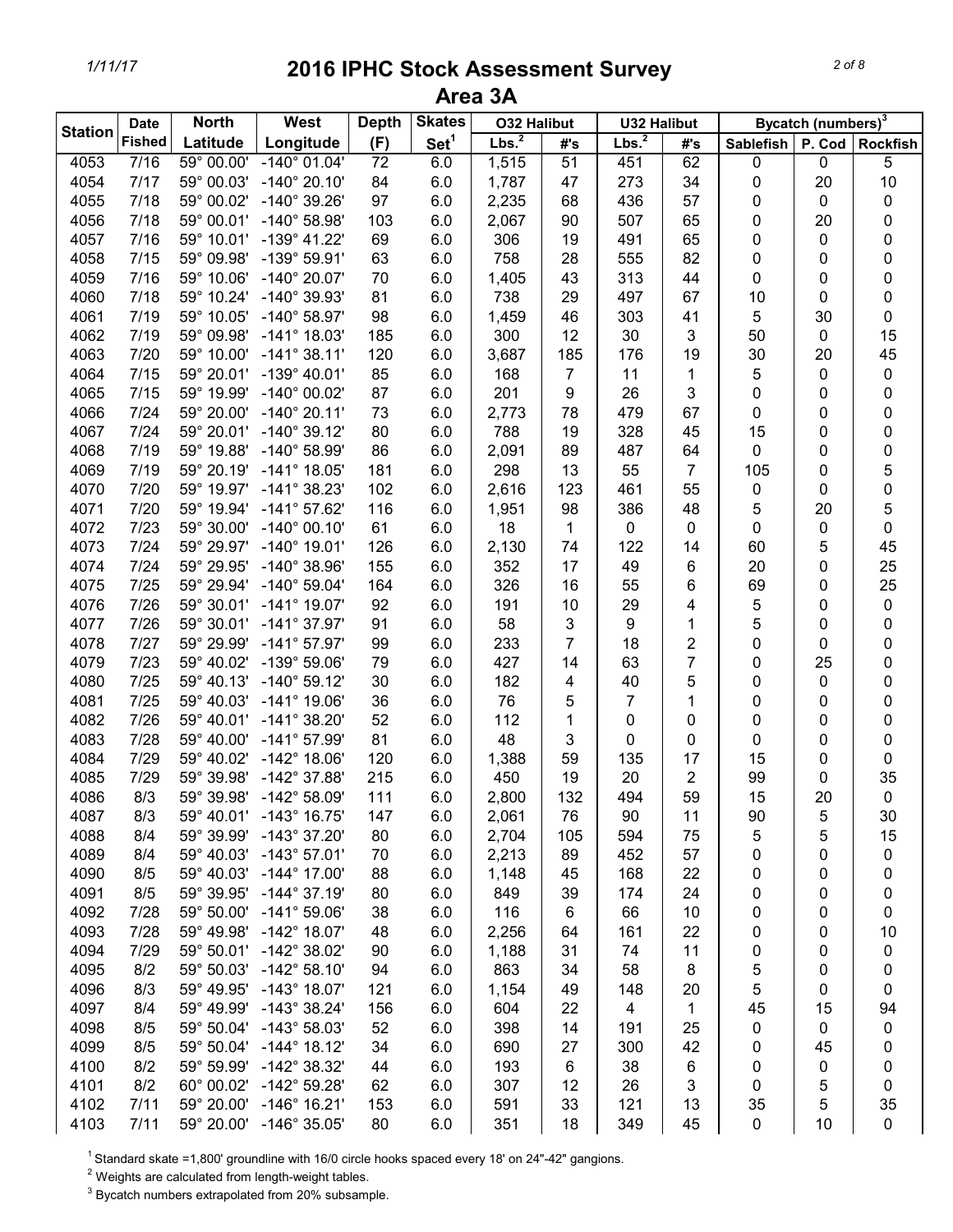# 2016 IPHC Stock Assessment Survey

## Area 3A

| Station | Date Fished | North Latitude | West Longitude | Depth (F) | Skates Set[1] | O32 Halibut Lbs.[2] | O32 Halibut #'s | U32 Halibut Lbs.[2] | U32 Halibut #'s | Bycatch (numbers)[3] Sablefish | P. Cod | Rockfish |
|---|---|---|---|---|---|---|---|---|---|---|---|---|
| 4053 | 7/16 | 59° 00.00' | -140° 01.04' | 72 | 6.0 | 1,515 | 51 | 451 | 62 | 0 | 0 | 5 |
| 4054 | 7/17 | 59° 00.03' | -140° 20.10' | 84 | 6.0 | 1,787 | 47 | 273 | 34 | 0 | 20 | 10 |
| 4055 | 7/18 | 59° 00.02' | -140° 39.26' | 97 | 6.0 | 2,235 | 68 | 436 | 57 | 0 | 0 | 0 |
| 4056 | 7/18 | 59° 00.01' | -140° 58.98' | 103 | 6.0 | 2,067 | 90 | 507 | 65 | 0 | 20 | 0 |
| 4057 | 7/16 | 59° 10.01' | -139° 41.22' | 69 | 6.0 | 306 | 19 | 491 | 65 | 0 | 0 | 0 |
| 4058 | 7/15 | 59° 09.98' | -139° 59.91' | 63 | 6.0 | 758 | 28 | 555 | 82 | 0 | 0 | 0 |
| 4059 | 7/16 | 59° 10.06' | -140° 20.07' | 70 | 6.0 | 1,405 | 43 | 313 | 44 | 0 | 0 | 0 |
| 4060 | 7/18 | 59° 10.24' | -140° 39.93' | 81 | 6.0 | 738 | 29 | 497 | 67 | 10 | 0 | 0 |
| 4061 | 7/19 | 59° 10.05' | -140° 58.97' | 98 | 6.0 | 1,459 | 46 | 303 | 41 | 5 | 30 | 0 |
| 4062 | 7/19 | 59° 09.98' | -141° 18.03' | 185 | 6.0 | 300 | 12 | 30 | 3 | 50 | 0 | 15 |
| 4063 | 7/20 | 59° 10.00' | -141° 38.11' | 120 | 6.0 | 3,687 | 185 | 176 | 19 | 30 | 20 | 45 |
| 4064 | 7/15 | 59° 20.01' | -139° 40.01' | 85 | 6.0 | 168 | 7 | 11 | 1 | 5 | 0 | 0 |
| 4065 | 7/15 | 59° 19.99' | -140° 00.02' | 87 | 6.0 | 201 | 9 | 26 | 3 | 0 | 0 | 0 |
| 4066 | 7/24 | 59° 20.00' | -140° 20.11' | 73 | 6.0 | 2,773 | 78 | 479 | 67 | 0 | 0 | 0 |
| 4067 | 7/24 | 59° 20.01' | -140° 39.12' | 80 | 6.0 | 788 | 19 | 328 | 45 | 15 | 0 | 0 |
| 4068 | 7/19 | 59° 19.88' | -140° 58.99' | 86 | 6.0 | 2,091 | 89 | 487 | 64 | 0 | 0 | 0 |
| 4069 | 7/19 | 59° 20.19' | -141° 18.05' | 181 | 6.0 | 298 | 13 | 55 | 7 | 105 | 0 | 5 |
| 4070 | 7/20 | 59° 19.97' | -141° 38.23' | 102 | 6.0 | 2,616 | 123 | 461 | 55 | 0 | 0 | 0 |
| 4071 | 7/20 | 59° 19.94' | -141° 57.62' | 116 | 6.0 | 1,951 | 98 | 386 | 48 | 5 | 20 | 5 |
| 4072 | 7/23 | 59° 30.00' | -140° 00.10' | 61 | 6.0 | 18 | 1 | 0 | 0 | 0 | 0 | 0 |
| 4073 | 7/24 | 59° 29.97' | -140° 19.01' | 126 | 6.0 | 2,130 | 74 | 122 | 14 | 60 | 5 | 45 |
| 4074 | 7/24 | 59° 29.95' | -140° 38.96' | 155 | 6.0 | 352 | 17 | 49 | 6 | 20 | 0 | 25 |
| 4075 | 7/25 | 59° 29.94' | -140° 59.04' | 164 | 6.0 | 326 | 16 | 55 | 6 | 69 | 0 | 25 |
| 4076 | 7/26 | 59° 30.01' | -141° 19.07' | 92 | 6.0 | 191 | 10 | 29 | 4 | 5 | 0 | 0 |
| 4077 | 7/26 | 59° 30.01' | -141° 37.97' | 91 | 6.0 | 58 | 3 | 9 | 1 | 5 | 0 | 0 |
| 4078 | 7/27 | 59° 29.99' | -141° 57.97' | 99 | 6.0 | 233 | 7 | 18 | 2 | 0 | 0 | 0 |
| 4079 | 7/23 | 59° 40.02' | -139° 59.06' | 79 | 6.0 | 427 | 14 | 63 | 7 | 0 | 25 | 0 |
| 4080 | 7/25 | 59° 40.13' | -140° 59.12' | 30 | 6.0 | 182 | 4 | 40 | 5 | 0 | 0 | 0 |
| 4081 | 7/25 | 59° 40.03' | -141° 19.06' | 36 | 6.0 | 76 | 5 | 7 | 1 | 0 | 0 | 0 |
| 4082 | 7/26 | 59° 40.01' | -141° 38.20' | 52 | 6.0 | 112 | 1 | 0 | 0 | 0 | 0 | 0 |
| 4083 | 7/28 | 59° 40.00' | -141° 57.99' | 81 | 6.0 | 48 | 3 | 0 | 0 | 0 | 0 | 0 |
| 4084 | 7/29 | 59° 40.02' | -142° 18.06' | 120 | 6.0 | 1,388 | 59 | 135 | 17 | 15 | 0 | 0 |
| 4085 | 7/29 | 59° 39.98' | -142° 37.88' | 215 | 6.0 | 450 | 19 | 20 | 2 | 99 | 0 | 35 |
| 4086 | 8/3 | 59° 39.98' | -142° 58.09' | 111 | 6.0 | 2,800 | 132 | 494 | 59 | 15 | 20 | 0 |
| 4087 | 8/3 | 59° 40.01' | -143° 16.75' | 147 | 6.0 | 2,061 | 76 | 90 | 11 | 90 | 5 | 30 |
| 4088 | 8/4 | 59° 39.99' | -143° 37.20' | 80 | 6.0 | 2,704 | 105 | 594 | 75 | 5 | 5 | 15 |
| 4089 | 8/4 | 59° 40.03' | -143° 57.01' | 70 | 6.0 | 2,213 | 89 | 452 | 57 | 0 | 0 | 0 |
| 4090 | 8/5 | 59° 40.03' | -144° 17.00' | 88 | 6.0 | 1,148 | 45 | 168 | 22 | 0 | 0 | 0 |
| 4091 | 8/5 | 59° 39.95' | -144° 37.19' | 80 | 6.0 | 849 | 39 | 174 | 24 | 0 | 0 | 0 |
| 4092 | 7/28 | 59° 50.00' | -141° 59.06' | 38 | 6.0 | 116 | 6 | 66 | 10 | 0 | 0 | 0 |
| 4093 | 7/28 | 59° 49.98' | -142° 18.07' | 48 | 6.0 | 2,256 | 64 | 161 | 22 | 0 | 0 | 10 |
| 4094 | 7/29 | 59° 50.01' | -142° 38.02' | 90 | 6.0 | 1,188 | 31 | 74 | 11 | 0 | 0 | 0 |
| 4095 | 8/2 | 59° 50.03' | -142° 58.10' | 94 | 6.0 | 863 | 34 | 58 | 8 | 5 | 0 | 0 |
| 4096 | 8/3 | 59° 49.95' | -143° 18.07' | 121 | 6.0 | 1,154 | 49 | 148 | 20 | 5 | 0 | 0 |
| 4097 | 8/4 | 59° 49.99' | -143° 38.24' | 156 | 6.0 | 604 | 22 | 4 | 1 | 45 | 15 | 94 |
| 4098 | 8/5 | 59° 50.04' | -143° 58.03' | 52 | 6.0 | 398 | 14 | 191 | 25 | 0 | 0 | 0 |
| 4099 | 8/5 | 59° 50.04' | -144° 18.12' | 34 | 6.0 | 690 | 27 | 300 | 42 | 0 | 45 | 0 |
| 4100 | 8/2 | 59° 59.99' | -142° 38.32' | 44 | 6.0 | 193 | 6 | 38 | 6 | 0 | 0 | 0 |
| 4101 | 8/2 | 60° 00.02' | -142° 59.28' | 62 | 6.0 | 307 | 12 | 26 | 3 | 0 | 5 | 0 |
| 4102 | 7/11 | 59° 20.00' | -146° 16.21' | 153 | 6.0 | 591 | 33 | 121 | 13 | 35 | 5 | 35 |
| 4103 | 7/11 | 59° 20.00' | -146° 35.05' | 80 | 6.0 | 351 | 18 | 349 | 45 | 0 | 10 | 0 |

[1] Standard skate =1,800' groundline with 16/0 circle hooks spaced every 18' on 24"-42" gangions.

[2] Weights are calculated from length-weight tables.

[3] Bycatch numbers extrapolated from 20% subsample.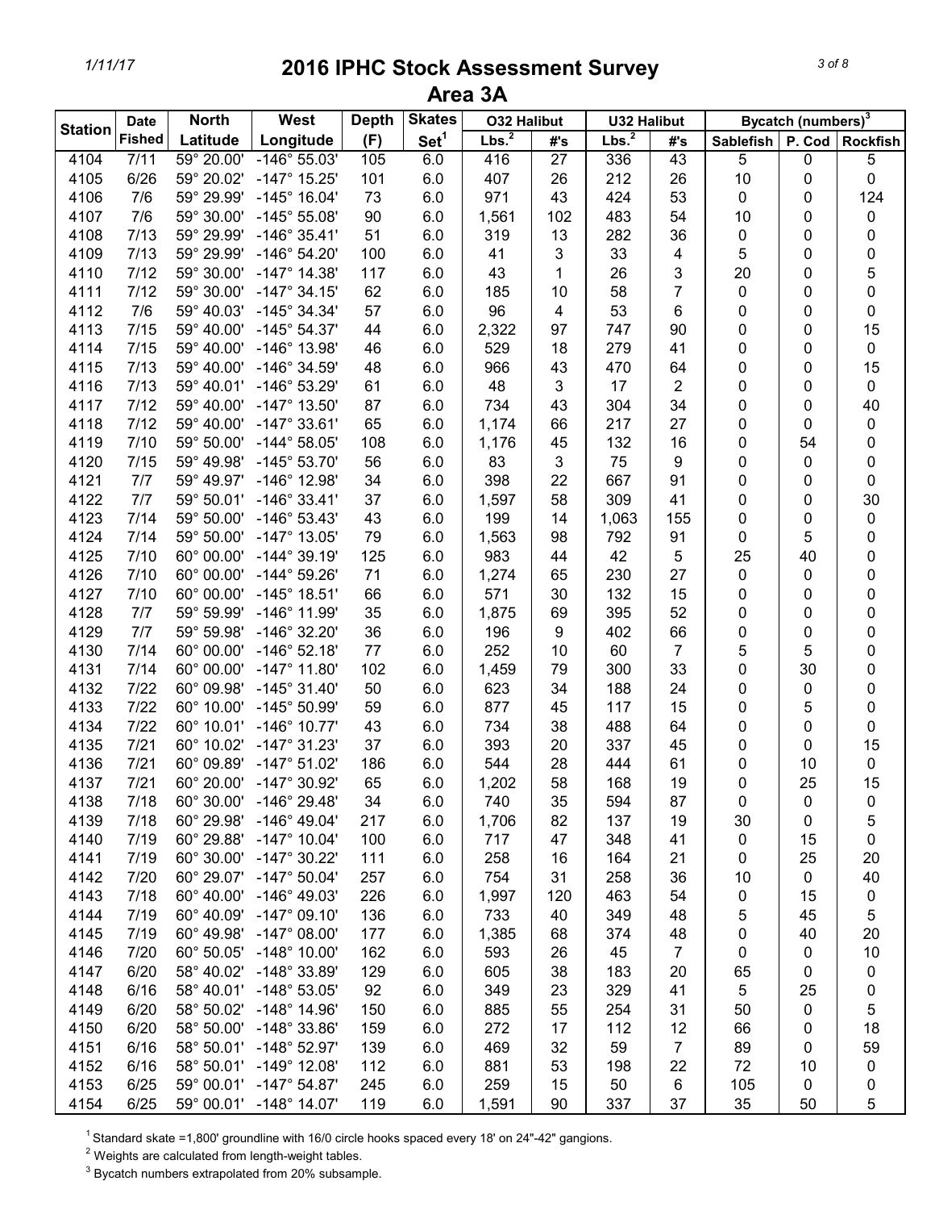# 2016 IPHC Stock Assessment Survey

## Area 3A

| Station | Date Fished | North Latitude | West Longitude | Depth (F) | Skates Set[1] | O32 Halibut | | U32 Halibut | | Bycatch (numbers)[3] | | |
|---|---|---|---|---|---|---|---|---|---|---|---|---|
| | | | | | | Lbs.[2] | #'s | Lbs.[2] | #'s | Sablefish | P. Cod | Rockfish |
| 4104 | 7/11 | 59° 20.00' | -146° 55.03' | 105 | 6.0 | 416 | 27 | 336 | 43 | 5 | 0 | 5 |
| 4105 | 6/26 | 59° 20.02' | -147° 15.25' | 101 | 6.0 | 407 | 26 | 212 | 26 | 10 | 0 | 0 |
| 4106 | 7/6 | 59° 29.99' | -145° 16.04' | 73 | 6.0 | 971 | 43 | 424 | 53 | 0 | 0 | 124 |
| 4107 | 7/6 | 59° 30.00' | -145° 55.08' | 90 | 6.0 | 1,561 | 102 | 483 | 54 | 10 | 0 | 0 |
| 4108 | 7/13 | 59° 29.99' | -146° 35.41' | 51 | 6.0 | 319 | 13 | 282 | 36 | 0 | 0 | 0 |
| 4109 | 7/13 | 59° 29.99' | -146° 54.20' | 100 | 6.0 | 41 | 3 | 33 | 4 | 5 | 0 | 0 |
| 4110 | 7/12 | 59° 30.00' | -147° 14.38' | 117 | 6.0 | 43 | 1 | 26 | 3 | 20 | 0 | 5 |
| 4111 | 7/12 | 59° 30.00' | -147° 34.15' | 62 | 6.0 | 185 | 10 | 58 | 7 | 0 | 0 | 0 |
| 4112 | 7/6 | 59° 40.03' | -145° 34.34' | 57 | 6.0 | 96 | 4 | 53 | 6 | 0 | 0 | 0 |
| 4113 | 7/15 | 59° 40.00' | -145° 54.37' | 44 | 6.0 | 2,322 | 97 | 747 | 90 | 0 | 0 | 15 |
| 4114 | 7/15 | 59° 40.00' | -146° 13.98' | 46 | 6.0 | 529 | 18 | 279 | 41 | 0 | 0 | 0 |
| 4115 | 7/13 | 59° 40.00' | -146° 34.59' | 48 | 6.0 | 966 | 43 | 470 | 64 | 0 | 0 | 15 |
| 4116 | 7/13 | 59° 40.01' | -146° 53.29' | 61 | 6.0 | 48 | 3 | 17 | 2 | 0 | 0 | 0 |
| 4117 | 7/12 | 59° 40.00' | -147° 13.50' | 87 | 6.0 | 734 | 43 | 304 | 34 | 0 | 0 | 40 |
| 4118 | 7/12 | 59° 40.00' | -147° 33.61' | 65 | 6.0 | 1,174 | 66 | 217 | 27 | 0 | 0 | 0 |
| 4119 | 7/10 | 59° 50.00' | -144° 58.05' | 108 | 6.0 | 1,176 | 45 | 132 | 16 | 0 | 54 | 0 |
| 4120 | 7/15 | 59° 49.98' | -145° 53.70' | 56 | 6.0 | 83 | 3 | 75 | 9 | 0 | 0 | 0 |
| 4121 | 7/7 | 59° 49.97' | -146° 12.98' | 34 | 6.0 | 398 | 22 | 667 | 91 | 0 | 0 | 0 |
| 4122 | 7/7 | 59° 50.01' | -146° 33.41' | 37 | 6.0 | 1,597 | 58 | 309 | 41 | 0 | 0 | 30 |
| 4123 | 7/14 | 59° 50.00' | -146° 53.43' | 43 | 6.0 | 199 | 14 | 1,063 | 155 | 0 | 0 | 0 |
| 4124 | 7/14 | 59° 50.00' | -147° 13.05' | 79 | 6.0 | 1,563 | 98 | 792 | 91 | 0 | 5 | 0 |
| 4125 | 7/10 | 60° 00.00' | -144° 39.19' | 125 | 6.0 | 983 | 44 | 42 | 5 | 25 | 40 | 0 |
| 4126 | 7/10 | 60° 00.00' | -144° 59.26' | 71 | 6.0 | 1,274 | 65 | 230 | 27 | 0 | 0 | 0 |
| 4127 | 7/10 | 60° 00.00' | -145° 18.51' | 66 | 6.0 | 571 | 30 | 132 | 15 | 0 | 0 | 0 |
| 4128 | 7/7 | 59° 59.99' | -146° 11.99' | 35 | 6.0 | 1,875 | 69 | 395 | 52 | 0 | 0 | 0 |
| 4129 | 7/7 | 59° 59.98' | -146° 32.20' | 36 | 6.0 | 196 | 9 | 402 | 66 | 0 | 0 | 0 |
| 4130 | 7/14 | 60° 00.00' | -146° 52.18' | 77 | 6.0 | 252 | 10 | 60 | 7 | 5 | 5 | 0 |
| 4131 | 7/14 | 60° 00.00' | -147° 11.80' | 102 | 6.0 | 1,459 | 79 | 300 | 33 | 0 | 30 | 0 |
| 4132 | 7/22 | 60° 09.98' | -145° 31.40' | 50 | 6.0 | 623 | 34 | 188 | 24 | 0 | 0 | 0 |
| 4133 | 7/22 | 60° 10.00' | -145° 50.99' | 59 | 6.0 | 877 | 45 | 117 | 15 | 0 | 5 | 0 |
| 4134 | 7/22 | 60° 10.01' | -146° 10.77' | 43 | 6.0 | 734 | 38 | 488 | 64 | 0 | 0 | 0 |
| 4135 | 7/21 | 60° 10.02' | -147° 31.23' | 37 | 6.0 | 393 | 20 | 337 | 45 | 0 | 0 | 15 |
| 4136 | 7/21 | 60° 09.89' | -147° 51.02' | 186 | 6.0 | 544 | 28 | 444 | 61 | 0 | 10 | 0 |
| 4137 | 7/21 | 60° 20.00' | -147° 30.92' | 65 | 6.0 | 1,202 | 58 | 168 | 19 | 0 | 25 | 15 |
| 4138 | 7/18 | 60° 30.00' | -146° 29.48' | 34 | 6.0 | 740 | 35 | 594 | 87 | 0 | 0 | 0 |
| 4139 | 7/18 | 60° 29.98' | -146° 49.04' | 217 | 6.0 | 1,706 | 82 | 137 | 19 | 30 | 0 | 5 |
| 4140 | 7/19 | 60° 29.88' | -147° 10.04' | 100 | 6.0 | 717 | 47 | 348 | 41 | 0 | 15 | 0 |
| 4141 | 7/19 | 60° 30.00' | -147° 30.22' | 111 | 6.0 | 258 | 16 | 164 | 21 | 0 | 25 | 20 |
| 4142 | 7/20 | 60° 29.07' | -147° 50.04' | 257 | 6.0 | 754 | 31 | 258 | 36 | 10 | 0 | 40 |
| 4143 | 7/18 | 60° 40.00' | -146° 49.03' | 226 | 6.0 | 1,997 | 120 | 463 | 54 | 0 | 15 | 0 |
| 4144 | 7/19 | 60° 40.09' | -147° 09.10' | 136 | 6.0 | 733 | 40 | 349 | 48 | 5 | 45 | 5 |
| 4145 | 7/19 | 60° 49.98' | -147° 08.00' | 177 | 6.0 | 1,385 | 68 | 374 | 48 | 0 | 40 | 20 |
| 4146 | 7/20 | 60° 50.05' | -148° 10.00' | 162 | 6.0 | 593 | 26 | 45 | 7 | 0 | 0 | 10 |
| 4147 | 6/20 | 58° 40.02' | -148° 33.89' | 129 | 6.0 | 605 | 38 | 183 | 20 | 65 | 0 | 0 |
| 4148 | 6/16 | 58° 40.01' | -148° 53.05' | 92 | 6.0 | 349 | 23 | 329 | 41 | 5 | 25 | 0 |
| 4149 | 6/20 | 58° 50.02' | -148° 14.96' | 150 | 6.0 | 885 | 55 | 254 | 31 | 50 | 0 | 5 |
| 4150 | 6/20 | 58° 50.00' | -148° 33.86' | 159 | 6.0 | 272 | 17 | 112 | 12 | 66 | 0 | 18 |
| 4151 | 6/16 | 58° 50.01' | -148° 52.97' | 139 | 6.0 | 469 | 32 | 59 | 7 | 89 | 0 | 59 |
| 4152 | 6/16 | 58° 50.01' | -149° 12.08' | 112 | 6.0 | 881 | 53 | 198 | 22 | 72 | 10 | 0 |
| 4153 | 6/25 | 59° 00.01' | -147° 54.87' | 245 | 6.0 | 259 | 15 | 50 | 6 | 105 | 0 | 0 |
| 4154 | 6/25 | 59° 00.01' | -148° 14.07' | 119 | 6.0 | 1,591 | 90 | 337 | 37 | 35 | 50 | 5 |

[1] Standard skate =1,800' groundline with 16/0 circle hooks spaced every 18' on 24"-42" gangions.

[2] Weights are calculated from length-weight tables.

[3] Bycatch numbers extrapolated from 20% subsample.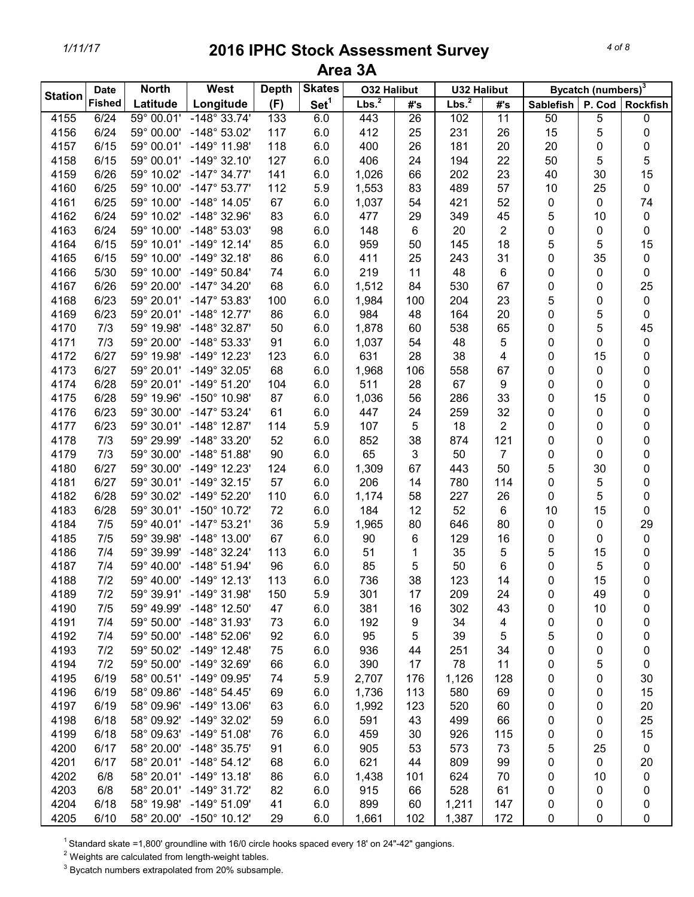# 2016 IPHC Stock Assessment Survey

## Area 3A

| Station | Date Fished | North Latitude | West Longitude | Depth (F) | Skates Set[1] | O32 Halibut Lbs.[2] | O32 Halibut #'s | U32 Halibut Lbs.[2] | U32 Halibut #'s | Bycatch (numbers)[3] Sablefish | P. Cod | Rockfish |
|---|---|---|---|---|---|---|---|---|---|---|---|---|
| 4155 | 6/24 | 59° 00.01' | -148° 33.74' | 133 | 6.0 | 443 | 26 | 102 | 11 | 50 | 5 | 0 |
| 4156 | 6/24 | 59° 00.00' | -148° 53.02' | 117 | 6.0 | 412 | 25 | 231 | 26 | 15 | 5 | 0 |
| 4157 | 6/15 | 59° 00.01' | -149° 11.98' | 118 | 6.0 | 400 | 26 | 181 | 20 | 20 | 0 | 0 |
| 4158 | 6/15 | 59° 00.01' | -149° 32.10' | 127 | 6.0 | 406 | 24 | 194 | 22 | 50 | 5 | 5 |
| 4159 | 6/26 | 59° 10.02' | -147° 34.77' | 141 | 6.0 | 1,026 | 66 | 202 | 23 | 40 | 30 | 15 |
| 4160 | 6/25 | 59° 10.00' | -147° 53.77' | 112 | 5.9 | 1,553 | 83 | 489 | 57 | 10 | 25 | 0 |
| 4161 | 6/25 | 59° 10.00' | -148° 14.05' | 67 | 6.0 | 1,037 | 54 | 421 | 52 | 0 | 0 | 74 |
| 4162 | 6/24 | 59° 10.02' | -148° 32.96' | 83 | 6.0 | 477 | 29 | 349 | 45 | 5 | 10 | 0 |
| 4163 | 6/24 | 59° 10.00' | -148° 53.03' | 98 | 6.0 | 148 | 6 | 20 | 2 | 0 | 0 | 0 |
| 4164 | 6/15 | 59° 10.01' | -149° 12.14' | 85 | 6.0 | 959 | 50 | 145 | 18 | 5 | 5 | 15 |
| 4165 | 6/15 | 59° 10.00' | -149° 32.18' | 86 | 6.0 | 411 | 25 | 243 | 31 | 0 | 35 | 0 |
| 4166 | 5/30 | 59° 10.00' | -149° 50.84' | 74 | 6.0 | 219 | 11 | 48 | 6 | 0 | 0 | 0 |
| 4167 | 6/26 | 59° 20.00' | -147° 34.20' | 68 | 6.0 | 1,512 | 84 | 530 | 67 | 0 | 0 | 25 |
| 4168 | 6/23 | 59° 20.01' | -147° 53.83' | 100 | 6.0 | 1,984 | 100 | 204 | 23 | 5 | 0 | 0 |
| 4169 | 6/23 | 59° 20.01' | -148° 12.77' | 86 | 6.0 | 984 | 48 | 164 | 20 | 0 | 5 | 0 |
| 4170 | 7/3 | 59° 19.98' | -148° 32.87' | 50 | 6.0 | 1,878 | 60 | 538 | 65 | 0 | 5 | 45 |
| 4171 | 7/3 | 59° 20.00' | -148° 53.33' | 91 | 6.0 | 1,037 | 54 | 48 | 5 | 0 | 0 | 0 |
| 4172 | 6/27 | 59° 19.98' | -149° 12.23' | 123 | 6.0 | 631 | 28 | 38 | 4 | 0 | 15 | 0 |
| 4173 | 6/27 | 59° 20.01' | -149° 32.05' | 68 | 6.0 | 1,968 | 106 | 558 | 67 | 0 | 0 | 0 |
| 4174 | 6/28 | 59° 20.01' | -149° 51.20' | 104 | 6.0 | 511 | 28 | 67 | 9 | 0 | 0 | 0 |
| 4175 | 6/28 | 59° 19.96' | -150° 10.98' | 87 | 6.0 | 1,036 | 56 | 286 | 33 | 0 | 15 | 0 |
| 4176 | 6/23 | 59° 30.00' | -147° 53.24' | 61 | 6.0 | 447 | 24 | 259 | 32 | 0 | 0 | 0 |
| 4177 | 6/23 | 59° 30.01' | -148° 12.87' | 114 | 5.9 | 107 | 5 | 18 | 2 | 0 | 0 | 0 |
| 4178 | 7/3 | 59° 29.99' | -148° 33.20' | 52 | 6.0 | 852 | 38 | 874 | 121 | 0 | 0 | 0 |
| 4179 | 7/3 | 59° 30.00' | -148° 51.88' | 90 | 6.0 | 65 | 3 | 50 | 7 | 0 | 0 | 0 |
| 4180 | 6/27 | 59° 30.00' | -149° 12.23' | 124 | 6.0 | 1,309 | 67 | 443 | 50 | 5 | 30 | 0 |
| 4181 | 6/27 | 59° 30.01' | -149° 32.15' | 57 | 6.0 | 206 | 14 | 780 | 114 | 0 | 5 | 0 |
| 4182 | 6/28 | 59° 30.02' | -149° 52.20' | 110 | 6.0 | 1,174 | 58 | 227 | 26 | 0 | 5 | 0 |
| 4183 | 6/28 | 59° 30.01' | -150° 10.72' | 72 | 6.0 | 184 | 12 | 52 | 6 | 10 | 15 | 0 |
| 4184 | 7/5 | 59° 40.01' | -147° 53.21' | 36 | 5.9 | 1,965 | 80 | 646 | 80 | 0 | 0 | 29 |
| 4185 | 7/5 | 59° 39.98' | -148° 13.00' | 67 | 6.0 | 90 | 6 | 129 | 16 | 0 | 0 | 0 |
| 4186 | 7/4 | 59° 39.99' | -148° 32.24' | 113 | 6.0 | 51 | 1 | 35 | 5 | 5 | 15 | 0 |
| 4187 | 7/4 | 59° 40.00' | -148° 51.94' | 96 | 6.0 | 85 | 5 | 50 | 6 | 0 | 5 | 0 |
| 4188 | 7/2 | 59° 40.00' | -149° 12.13' | 113 | 6.0 | 736 | 38 | 123 | 14 | 0 | 15 | 0 |
| 4189 | 7/2 | 59° 39.91' | -149° 31.98' | 150 | 5.9 | 301 | 17 | 209 | 24 | 0 | 49 | 0 |
| 4190 | 7/5 | 59° 49.99' | -148° 12.50' | 47 | 6.0 | 381 | 16 | 302 | 43 | 0 | 10 | 0 |
| 4191 | 7/4 | 59° 50.00' | -148° 31.93' | 73 | 6.0 | 192 | 9 | 34 | 4 | 0 | 0 | 0 |
| 4192 | 7/4 | 59° 50.00' | -148° 52.06' | 92 | 6.0 | 95 | 5 | 39 | 5 | 5 | 0 | 0 |
| 4193 | 7/2 | 59° 50.02' | -149° 12.48' | 75 | 6.0 | 936 | 44 | 251 | 34 | 0 | 0 | 0 |
| 4194 | 7/2 | 59° 50.00' | -149° 32.69' | 66 | 6.0 | 390 | 17 | 78 | 11 | 0 | 5 | 0 |
| 4195 | 6/19 | 58° 00.51' | -149° 09.95' | 74 | 5.9 | 2,707 | 176 | 1,126 | 128 | 0 | 0 | 30 |
| 4196 | 6/19 | 58° 09.86' | -148° 54.45' | 69 | 6.0 | 1,736 | 113 | 580 | 69 | 0 | 0 | 15 |
| 4197 | 6/19 | 58° 09.96' | -149° 13.06' | 63 | 6.0 | 1,992 | 123 | 520 | 60 | 0 | 0 | 20 |
| 4198 | 6/18 | 58° 09.92' | -149° 32.02' | 59 | 6.0 | 591 | 43 | 499 | 66 | 0 | 0 | 25 |
| 4199 | 6/18 | 58° 09.63' | -149° 51.08' | 76 | 6.0 | 459 | 30 | 926 | 115 | 0 | 0 | 15 |
| 4200 | 6/17 | 58° 20.00' | -148° 35.75' | 91 | 6.0 | 905 | 53 | 573 | 73 | 5 | 25 | 0 |
| 4201 | 6/17 | 58° 20.01' | -148° 54.12' | 68 | 6.0 | 621 | 44 | 809 | 99 | 0 | 0 | 20 |
| 4202 | 6/8 | 58° 20.01' | -149° 13.18' | 86 | 6.0 | 1,438 | 101 | 624 | 70 | 0 | 10 | 0 |
| 4203 | 6/8 | 58° 20.01' | -149° 31.72' | 82 | 6.0 | 915 | 66 | 528 | 61 | 0 | 0 | 0 |
| 4204 | 6/18 | 58° 19.98' | -149° 51.09' | 41 | 6.0 | 899 | 60 | 1,211 | 147 | 0 | 0 | 0 |
| 4205 | 6/10 | 58° 20.00' | -150° 10.12' | 29 | 6.0 | 1,661 | 102 | 1,387 | 172 | 0 | 0 | 0 |

[1] Standard skate =1,800' groundline with 16/0 circle hooks spaced every 18' on 24"-42" gangions.

[2] Weights are calculated from length-weight tables.

[3] Bycatch numbers extrapolated from 20% subsample.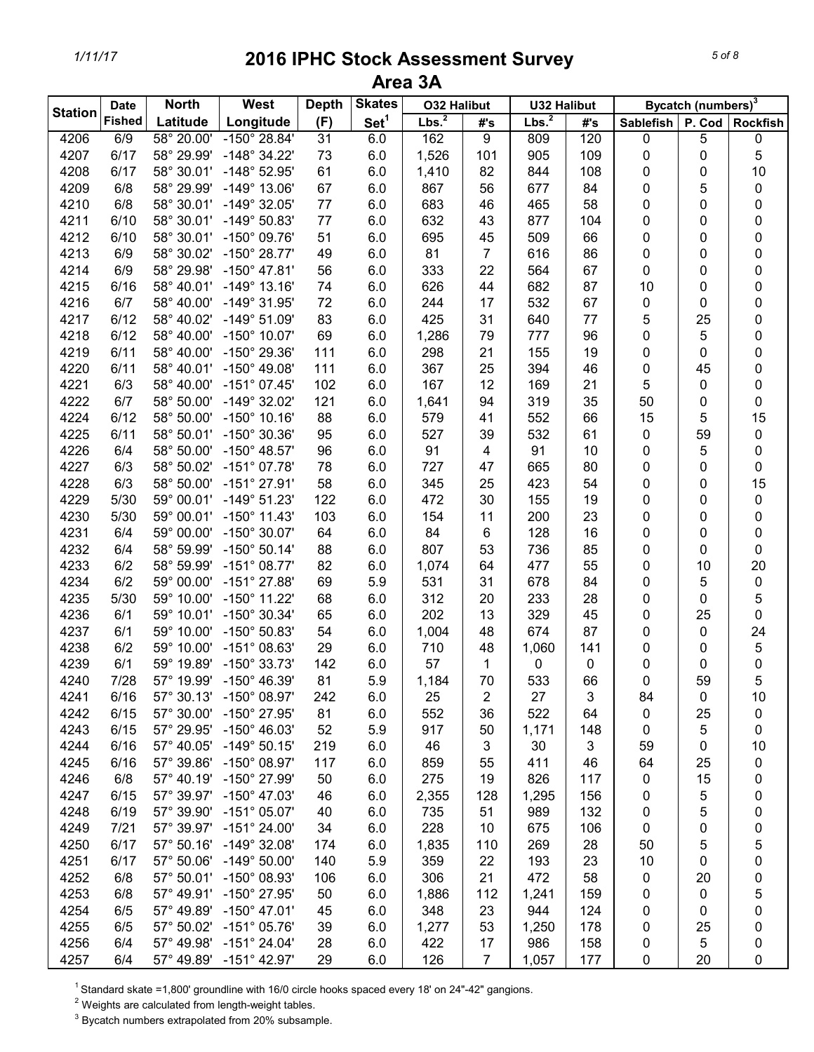# 2016 IPHC Stock Assessment Survey

## Area 3A

| Station | Date Fished | North Latitude | West Longitude | Depth (F) | Skates Set[1] | O32 Halibut | | U32 Halibut | | Bycatch (numbers)[3] | | |
|---|---|---|---|---|---|---|---|---|---|---|---|---|
| | | | | | | Lbs.[2] | #'s | Lbs.[2] | #'s | Sablefish | P. Cod | Rockfish |
| 4206 | 6/9 | 58° 20.00' | -150° 28.84' | 31 | 6.0 | 162 | 9 | 809 | 120 | 0 | 5 | 0 |
| 4207 | 6/17 | 58° 29.99' | -148° 34.22' | 73 | 6.0 | 1,526 | 101 | 905 | 109 | 0 | 0 | 5 |
| 4208 | 6/17 | 58° 30.01' | -148° 52.95' | 61 | 6.0 | 1,410 | 82 | 844 | 108 | 0 | 0 | 10 |
| 4209 | 6/8 | 58° 29.99' | -149° 13.06' | 67 | 6.0 | 867 | 56 | 677 | 84 | 0 | 5 | 0 |
| 4210 | 6/8 | 58° 30.01' | -149° 32.05' | 77 | 6.0 | 683 | 46 | 465 | 58 | 0 | 0 | 0 |
| 4211 | 6/10 | 58° 30.01' | -149° 50.83' | 77 | 6.0 | 632 | 43 | 877 | 104 | 0 | 0 | 0 |
| 4212 | 6/10 | 58° 30.01' | -150° 09.76' | 51 | 6.0 | 695 | 45 | 509 | 66 | 0 | 0 | 0 |
| 4213 | 6/9 | 58° 30.02' | -150° 28.77' | 49 | 6.0 | 81 | 7 | 616 | 86 | 0 | 0 | 0 |
| 4214 | 6/9 | 58° 29.98' | -150° 47.81' | 56 | 6.0 | 333 | 22 | 564 | 67 | 0 | 0 | 0 |
| 4215 | 6/16 | 58° 40.01' | -149° 13.16' | 74 | 6.0 | 626 | 44 | 682 | 87 | 10 | 0 | 0 |
| 4216 | 6/7 | 58° 40.00' | -149° 31.95' | 72 | 6.0 | 244 | 17 | 532 | 67 | 0 | 0 | 0 |
| 4217 | 6/12 | 58° 40.02' | -149° 51.09' | 83 | 6.0 | 425 | 31 | 640 | 77 | 5 | 25 | 0 |
| 4218 | 6/12 | 58° 40.00' | -150° 10.07' | 69 | 6.0 | 1,286 | 79 | 777 | 96 | 0 | 5 | 0 |
| 4219 | 6/11 | 58° 40.00' | -150° 29.36' | 111 | 6.0 | 298 | 21 | 155 | 19 | 0 | 0 | 0 |
| 4220 | 6/11 | 58° 40.01' | -150° 49.08' | 111 | 6.0 | 367 | 25 | 394 | 46 | 0 | 45 | 0 |
| 4221 | 6/3 | 58° 40.00' | -151° 07.45' | 102 | 6.0 | 167 | 12 | 169 | 21 | 5 | 0 | 0 |
| 4222 | 6/7 | 58° 50.00' | -149° 32.02' | 121 | 6.0 | 1,641 | 94 | 319 | 35 | 50 | 0 | 0 |
| 4224 | 6/12 | 58° 50.00' | -150° 10.16' | 88 | 6.0 | 579 | 41 | 552 | 66 | 15 | 5 | 15 |
| 4225 | 6/11 | 58° 50.01' | -150° 30.36' | 95 | 6.0 | 527 | 39 | 532 | 61 | 0 | 59 | 0 |
| 4226 | 6/4 | 58° 50.00' | -150° 48.57' | 96 | 6.0 | 91 | 4 | 91 | 10 | 0 | 5 | 0 |
| 4227 | 6/3 | 58° 50.02' | -151° 07.78' | 78 | 6.0 | 727 | 47 | 665 | 80 | 0 | 0 | 0 |
| 4228 | 6/3 | 58° 50.00' | -151° 27.91' | 58 | 6.0 | 345 | 25 | 423 | 54 | 0 | 0 | 15 |
| 4229 | 5/30 | 59° 00.01' | -149° 51.23' | 122 | 6.0 | 472 | 30 | 155 | 19 | 0 | 0 | 0 |
| 4230 | 5/30 | 59° 00.01' | -150° 11.43' | 103 | 6.0 | 154 | 11 | 200 | 23 | 0 | 0 | 0 |
| 4231 | 6/4 | 59° 00.00' | -150° 30.07' | 64 | 6.0 | 84 | 6 | 128 | 16 | 0 | 0 | 0 |
| 4232 | 6/4 | 58° 59.99' | -150° 50.14' | 88 | 6.0 | 807 | 53 | 736 | 85 | 0 | 0 | 0 |
| 4233 | 6/2 | 58° 59.99' | -151° 08.77' | 82 | 6.0 | 1,074 | 64 | 477 | 55 | 0 | 10 | 20 |
| 4234 | 6/2 | 59° 00.00' | -151° 27.88' | 69 | 5.9 | 531 | 31 | 678 | 84 | 0 | 5 | 0 |
| 4235 | 5/30 | 59° 10.00' | -150° 11.22' | 68 | 6.0 | 312 | 20 | 233 | 28 | 0 | 0 | 5 |
| 4236 | 6/1 | 59° 10.01' | -150° 30.34' | 65 | 6.0 | 202 | 13 | 329 | 45 | 0 | 25 | 0 |
| 4237 | 6/1 | 59° 10.00' | -150° 50.83' | 54 | 6.0 | 1,004 | 48 | 674 | 87 | 0 | 0 | 24 |
| 4238 | 6/2 | 59° 10.00' | -151° 08.63' | 29 | 6.0 | 710 | 48 | 1,060 | 141 | 0 | 0 | 5 |
| 4239 | 6/1 | 59° 19.89' | -150° 33.73' | 142 | 6.0 | 57 | 1 | 0 | 0 | 0 | 0 | 0 |
| 4240 | 7/28 | 57° 19.99' | -150° 46.39' | 81 | 5.9 | 1,184 | 70 | 533 | 66 | 0 | 59 | 5 |
| 4241 | 6/16 | 57° 30.13' | -150° 08.97' | 242 | 6.0 | 25 | 2 | 27 | 3 | 84 | 0 | 10 |
| 4242 | 6/15 | 57° 30.00' | -150° 27.95' | 81 | 6.0 | 552 | 36 | 522 | 64 | 0 | 25 | 0 |
| 4243 | 6/15 | 57° 29.95' | -150° 46.03' | 52 | 5.9 | 917 | 50 | 1,171 | 148 | 0 | 5 | 0 |
| 4244 | 6/16 | 57° 40.05' | -149° 50.15' | 219 | 6.0 | 46 | 3 | 30 | 3 | 59 | 0 | 10 |
| 4245 | 6/16 | 57° 39.86' | -150° 08.97' | 117 | 6.0 | 859 | 55 | 411 | 46 | 64 | 25 | 0 |
| 4246 | 6/8 | 57° 40.19' | -150° 27.99' | 50 | 6.0 | 275 | 19 | 826 | 117 | 0 | 15 | 0 |
| 4247 | 6/15 | 57° 39.97' | -150° 47.03' | 46 | 6.0 | 2,355 | 128 | 1,295 | 156 | 0 | 5 | 0 |
| 4248 | 6/19 | 57° 39.90' | -151° 05.07' | 40 | 6.0 | 735 | 51 | 989 | 132 | 0 | 5 | 0 |
| 4249 | 7/21 | 57° 39.97' | -151° 24.00' | 34 | 6.0 | 228 | 10 | 675 | 106 | 0 | 0 | 0 |
| 4250 | 6/17 | 57° 50.16' | -149° 32.08' | 174 | 6.0 | 1,835 | 110 | 269 | 28 | 50 | 5 | 5 |
| 4251 | 6/17 | 57° 50.06' | -149° 50.00' | 140 | 5.9 | 359 | 22 | 193 | 23 | 10 | 0 | 0 |
| 4252 | 6/8 | 57° 50.01' | -150° 08.93' | 106 | 6.0 | 306 | 21 | 472 | 58 | 0 | 20 | 0 |
| 4253 | 6/8 | 57° 49.91' | -150° 27.95' | 50 | 6.0 | 1,886 | 112 | 1,241 | 159 | 0 | 0 | 5 |
| 4254 | 6/5 | 57° 49.89' | -150° 47.01' | 45 | 6.0 | 348 | 23 | 944 | 124 | 0 | 0 | 0 |
| 4255 | 6/5 | 57° 50.02' | -151° 05.76' | 39 | 6.0 | 1,277 | 53 | 1,250 | 178 | 0 | 25 | 0 |
| 4256 | 6/4 | 57° 49.98' | -151° 24.04' | 28 | 6.0 | 422 | 17 | 986 | 158 | 0 | 5 | 0 |
| 4257 | 6/4 | 57° 49.89' | -151° 42.97' | 29 | 6.0 | 126 | 7 | 1,057 | 177 | 0 | 20 | 0 |

[1] Standard skate =1,800' groundline with 16/0 circle hooks spaced every 18' on 24"-42" gangions.

[2] Weights are calculated from length-weight tables.

[3] Bycatch numbers extrapolated from 20% subsample.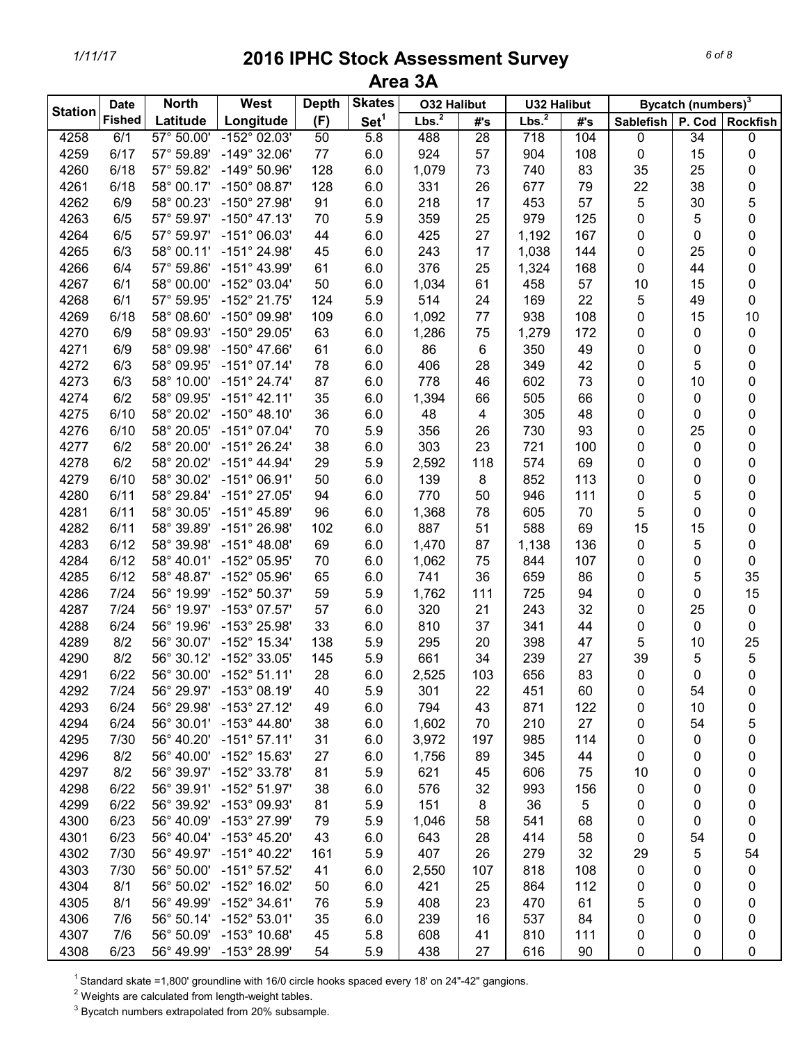# 2016 IPHC Stock Assessment Survey

## Area 3A

| Station | Date Fished | North Latitude | West Longitude | Depth (F) | Skates Set[1] | O32 Halibut | | U32 Halibut | | Bycatch (numbers)[3] | | |
|---|---|---|---|---|---|---|---|---|---|---|---|---|
| | | | | | | Lbs.[2] | #'s | Lbs.[2] | #'s | Sablefish | P. Cod | Rockfish |
| 4258 | 6/1 | 57° 50.00' | -152° 02.03' | 50 | 5.8 | 488 | 28 | 718 | 104 | 0 | 34 | 0 |
| 4259 | 6/17 | 57° 59.89' | -149° 32.06' | 77 | 6.0 | 924 | 57 | 904 | 108 | 0 | 15 | 0 |
| 4260 | 6/18 | 57° 59.82' | -149° 50.96' | 128 | 6.0 | 1,079 | 73 | 740 | 83 | 35 | 25 | 0 |
| 4261 | 6/18 | 58° 00.17' | -150° 08.87' | 128 | 6.0 | 331 | 26 | 677 | 79 | 22 | 38 | 0 |
| 4262 | 6/9 | 58° 00.23' | -150° 27.98' | 91 | 6.0 | 218 | 17 | 453 | 57 | 5 | 30 | 5 |
| 4263 | 6/5 | 57° 59.97' | -150° 47.13' | 70 | 5.9 | 359 | 25 | 979 | 125 | 0 | 5 | 0 |
| 4264 | 6/5 | 57° 59.97' | -151° 06.03' | 44 | 6.0 | 425 | 27 | 1,192 | 167 | 0 | 0 | 0 |
| 4265 | 6/3 | 58° 00.11' | -151° 24.98' | 45 | 6.0 | 243 | 17 | 1,038 | 144 | 0 | 25 | 0 |
| 4266 | 6/4 | 57° 59.86' | -151° 43.99' | 61 | 6.0 | 376 | 25 | 1,324 | 168 | 0 | 44 | 0 |
| 4267 | 6/1 | 58° 00.00' | -152° 03.04' | 50 | 6.0 | 1,034 | 61 | 458 | 57 | 10 | 15 | 0 |
| 4268 | 6/1 | 57° 59.95' | -152° 21.75' | 124 | 5.9 | 514 | 24 | 169 | 22 | 5 | 49 | 0 |
| 4269 | 6/18 | 58° 08.60' | -150° 09.98' | 109 | 6.0 | 1,092 | 77 | 938 | 108 | 0 | 15 | 10 |
| 4270 | 6/9 | 58° 09.93' | -150° 29.05' | 63 | 6.0 | 1,286 | 75 | 1,279 | 172 | 0 | 0 | 0 |
| 4271 | 6/9 | 58° 09.98' | -150° 47.66' | 61 | 6.0 | 86 | 6 | 350 | 49 | 0 | 0 | 0 |
| 4272 | 6/3 | 58° 09.95' | -151° 07.14' | 78 | 6.0 | 406 | 28 | 349 | 42 | 0 | 5 | 0 |
| 4273 | 6/3 | 58° 10.00' | -151° 24.74' | 87 | 6.0 | 778 | 46 | 602 | 73 | 0 | 10 | 0 |
| 4274 | 6/2 | 58° 09.95' | -151° 42.11' | 35 | 6.0 | 1,394 | 66 | 505 | 66 | 0 | 0 | 0 |
| 4275 | 6/10 | 58° 20.02' | -150° 48.10' | 36 | 6.0 | 48 | 4 | 305 | 48 | 0 | 0 | 0 |
| 4276 | 6/10 | 58° 20.05' | -151° 07.04' | 70 | 5.9 | 356 | 26 | 730 | 93 | 0 | 25 | 0 |
| 4277 | 6/2 | 58° 20.00' | -151° 26.24' | 38 | 6.0 | 303 | 23 | 721 | 100 | 0 | 0 | 0 |
| 4278 | 6/2 | 58° 20.02' | -151° 44.94' | 29 | 5.9 | 2,592 | 118 | 574 | 69 | 0 | 0 | 0 |
| 4279 | 6/10 | 58° 30.02' | -151° 06.91' | 50 | 6.0 | 139 | 8 | 852 | 113 | 0 | 0 | 0 |
| 4280 | 6/11 | 58° 29.84' | -151° 27.05' | 94 | 6.0 | 770 | 50 | 946 | 111 | 0 | 5 | 0 |
| 4281 | 6/11 | 58° 30.05' | -151° 45.89' | 96 | 6.0 | 1,368 | 78 | 605 | 70 | 5 | 0 | 0 |
| 4282 | 6/11 | 58° 39.89' | -151° 26.98' | 102 | 6.0 | 887 | 51 | 588 | 69 | 15 | 15 | 0 |
| 4283 | 6/12 | 58° 39.98' | -151° 48.08' | 69 | 6.0 | 1,470 | 87 | 1,138 | 136 | 0 | 5 | 0 |
| 4284 | 6/12 | 58° 40.01' | -152° 05.95' | 70 | 6.0 | 1,062 | 75 | 844 | 107 | 0 | 0 | 0 |
| 4285 | 6/12 | 58° 48.87' | -152° 05.96' | 65 | 6.0 | 741 | 36 | 659 | 86 | 0 | 5 | 35 |
| 4286 | 7/24 | 56° 19.99' | -152° 50.37' | 59 | 5.9 | 1,762 | 111 | 725 | 94 | 0 | 0 | 15 |
| 4287 | 7/24 | 56° 19.97' | -153° 07.57' | 57 | 6.0 | 320 | 21 | 243 | 32 | 0 | 25 | 0 |
| 4288 | 6/24 | 56° 19.96' | -153° 25.98' | 33 | 6.0 | 810 | 37 | 341 | 44 | 0 | 0 | 0 |
| 4289 | 8/2 | 56° 30.07' | -152° 15.34' | 138 | 5.9 | 295 | 20 | 398 | 47 | 5 | 10 | 25 |
| 4290 | 8/2 | 56° 30.12' | -152° 33.05' | 145 | 5.9 | 661 | 34 | 239 | 27 | 39 | 5 | 5 |
| 4291 | 6/22 | 56° 30.00' | -152° 51.11' | 28 | 6.0 | 2,525 | 103 | 656 | 83 | 0 | 0 | 0 |
| 4292 | 7/24 | 56° 29.97' | -153° 08.19' | 40 | 5.9 | 301 | 22 | 451 | 60 | 0 | 54 | 0 |
| 4293 | 6/24 | 56° 29.98' | -153° 27.12' | 49 | 6.0 | 794 | 43 | 871 | 122 | 0 | 10 | 0 |
| 4294 | 6/24 | 56° 30.01' | -153° 44.80' | 38 | 6.0 | 1,602 | 70 | 210 | 27 | 0 | 54 | 5 |
| 4295 | 7/30 | 56° 40.20' | -151° 57.11' | 31 | 6.0 | 3,972 | 197 | 985 | 114 | 0 | 0 | 0 |
| 4296 | 8/2 | 56° 40.00' | -152° 15.63' | 27 | 6.0 | 1,756 | 89 | 345 | 44 | 0 | 0 | 0 |
| 4297 | 8/2 | 56° 39.97' | -152° 33.78' | 81 | 5.9 | 621 | 45 | 606 | 75 | 10 | 0 | 0 |
| 4298 | 6/22 | 56° 39.91' | -152° 51.97' | 38 | 6.0 | 576 | 32 | 993 | 156 | 0 | 0 | 0 |
| 4299 | 6/22 | 56° 39.92' | -153° 09.93' | 81 | 5.9 | 151 | 8 | 36 | 5 | 0 | 0 | 0 |
| 4300 | 6/23 | 56° 40.09' | -153° 27.99' | 79 | 5.9 | 1,046 | 58 | 541 | 68 | 0 | 0 | 0 |
| 4301 | 6/23 | 56° 40.04' | -153° 45.20' | 43 | 6.0 | 643 | 28 | 414 | 58 | 0 | 54 | 0 |
| 4302 | 7/30 | 56° 49.97' | -151° 40.22' | 161 | 5.9 | 407 | 26 | 279 | 32 | 29 | 5 | 54 |
| 4303 | 7/30 | 56° 50.00' | -151° 57.52' | 41 | 6.0 | 2,550 | 107 | 818 | 108 | 0 | 0 | 0 |
| 4304 | 8/1 | 56° 50.02' | -152° 16.02' | 50 | 6.0 | 421 | 25 | 864 | 112 | 0 | 0 | 0 |
| 4305 | 8/1 | 56° 49.99' | -152° 34.61' | 76 | 5.9 | 408 | 23 | 470 | 61 | 5 | 0 | 0 |
| 4306 | 7/6 | 56° 50.14' | -152° 53.01' | 35 | 6.0 | 239 | 16 | 537 | 84 | 0 | 0 | 0 |
| 4307 | 7/6 | 56° 50.09' | -153° 10.68' | 45 | 5.8 | 608 | 41 | 810 | 111 | 0 | 0 | 0 |
| 4308 | 6/23 | 56° 49.99' | -153° 28.99' | 54 | 5.9 | 438 | 27 | 616 | 90 | 0 | 0 | 0 |

[1] Standard skate =1,800' groundline with 16/0 circle hooks spaced every 18' on 24"-42" gangions.

[2] Weights are calculated from length-weight tables.

[3] Bycatch numbers extrapolated from 20% subsample.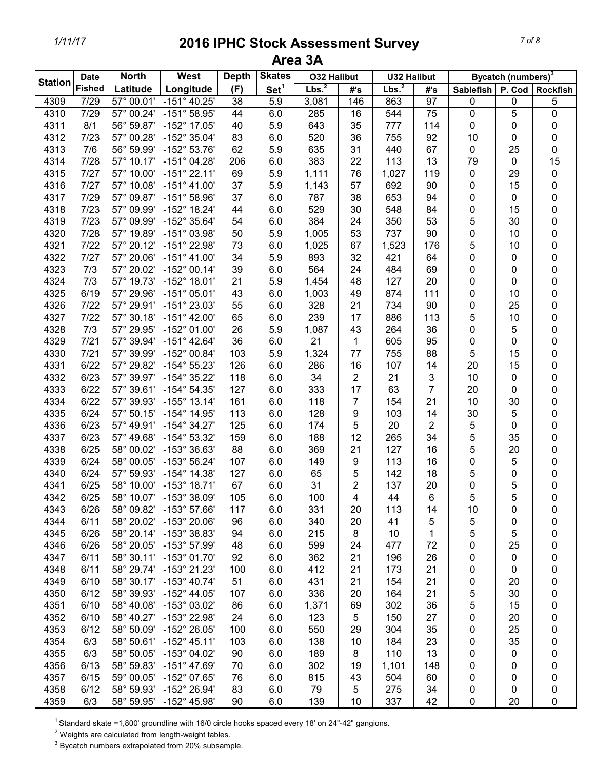# 2016 IPHC Stock Assessment Survey

## Area 3A

| Station | Date Fished | North Latitude | West Longitude | Depth (F) | Skates Set[1] | O32 Halibut | | U32 Halibut | | Bycatch (numbers)[3] | | |
|---|---|---|---|---|---|---|---|---|---|---|---|---|
| | | | | | | Lbs.[2] | #'s | Lbs.[2] | #'s | Sablefish | P. Cod | Rockfish |
| 4309 | 7/29 | 57° 00.01' | -151° 40.25' | 38 | 5.9 | 3,081 | 146 | 863 | 97 | 0 | 0 | 5 |
| 4310 | 7/29 | 57° 00.24' | -151° 58.95' | 44 | 6.0 | 285 | 16 | 544 | 75 | 0 | 5 | 0 |
| 4311 | 8/1 | 56° 59.87' | -152° 17.05' | 40 | 5.9 | 643 | 35 | 777 | 114 | 0 | 0 | 0 |
| 4312 | 7/23 | 57° 00.28' | -152° 35.04' | 83 | 6.0 | 520 | 36 | 755 | 92 | 10 | 0 | 0 |
| 4313 | 7/6 | 56° 59.99' | -152° 53.76' | 62 | 5.9 | 635 | 31 | 440 | 67 | 0 | 25 | 0 |
| 4314 | 7/28 | 57° 10.17' | -151° 04.28' | 206 | 6.0 | 383 | 22 | 113 | 13 | 79 | 0 | 15 |
| 4315 | 7/27 | 57° 10.00' | -151° 22.11' | 69 | 5.9 | 1,111 | 76 | 1,027 | 119 | 0 | 29 | 0 |
| 4316 | 7/27 | 57° 10.08' | -151° 41.00' | 37 | 5.9 | 1,143 | 57 | 692 | 90 | 0 | 15 | 0 |
| 4317 | 7/29 | 57° 09.87' | -151° 58.96' | 37 | 6.0 | 787 | 38 | 653 | 94 | 0 | 0 | 0 |
| 4318 | 7/23 | 57° 09.99' | -152° 18.24' | 44 | 6.0 | 529 | 30 | 548 | 84 | 0 | 15 | 0 |
| 4319 | 7/23 | 57° 09.99' | -152° 35.64' | 54 | 6.0 | 384 | 24 | 350 | 53 | 5 | 30 | 0 |
| 4320 | 7/28 | 57° 19.89' | -151° 03.98' | 50 | 5.9 | 1,005 | 53 | 737 | 90 | 0 | 10 | 0 |
| 4321 | 7/22 | 57° 20.12' | -151° 22.98' | 73 | 6.0 | 1,025 | 67 | 1,523 | 176 | 5 | 10 | 0 |
| 4322 | 7/27 | 57° 20.06' | -151° 41.00' | 34 | 5.9 | 893 | 32 | 421 | 64 | 0 | 0 | 0 |
| 4323 | 7/3 | 57° 20.02' | -152° 00.14' | 39 | 6.0 | 564 | 24 | 484 | 69 | 0 | 0 | 0 |
| 4324 | 7/3 | 57° 19.73' | -152° 18.01' | 21 | 5.9 | 1,454 | 48 | 127 | 20 | 0 | 0 | 0 |
| 4325 | 6/19 | 57° 29.96' | -151° 05.01' | 43 | 6.0 | 1,003 | 49 | 874 | 111 | 0 | 10 | 0 |
| 4326 | 7/22 | 57° 29.91' | -151° 23.03' | 55 | 6.0 | 328 | 21 | 734 | 90 | 0 | 25 | 0 |
| 4327 | 7/22 | 57° 30.18' | -151° 42.00' | 65 | 6.0 | 239 | 17 | 886 | 113 | 5 | 10 | 0 |
| 4328 | 7/3 | 57° 29.95' | -152° 01.00' | 26 | 5.9 | 1,087 | 43 | 264 | 36 | 0 | 5 | 0 |
| 4329 | 7/21 | 57° 39.94' | -151° 42.64' | 36 | 6.0 | 21 | 1 | 605 | 95 | 0 | 0 | 0 |
| 4330 | 7/21 | 57° 39.99' | -152° 00.84' | 103 | 5.9 | 1,324 | 77 | 755 | 88 | 5 | 15 | 0 |
| 4331 | 6/22 | 57° 29.82' | -154° 55.23' | 126 | 6.0 | 286 | 16 | 107 | 14 | 20 | 15 | 0 |
| 4332 | 6/23 | 57° 39.97' | -154° 35.22' | 118 | 6.0 | 34 | 2 | 21 | 3 | 10 | 0 | 0 |
| 4333 | 6/22 | 57° 39.61' | -154° 54.35' | 127 | 6.0 | 333 | 17 | 63 | 7 | 20 | 0 | 0 |
| 4334 | 6/22 | 57° 39.93' | -155° 13.14' | 161 | 6.0 | 118 | 7 | 154 | 21 | 10 | 30 | 0 |
| 4335 | 6/24 | 57° 50.15' | -154° 14.95' | 113 | 6.0 | 128 | 9 | 103 | 14 | 30 | 5 | 0 |
| 4336 | 6/23 | 57° 49.91' | -154° 34.27' | 125 | 6.0 | 174 | 5 | 20 | 2 | 5 | 0 | 0 |
| 4337 | 6/23 | 57° 49.68' | -154° 53.32' | 159 | 6.0 | 188 | 12 | 265 | 34 | 5 | 35 | 0 |
| 4338 | 6/25 | 58° 00.02' | -153° 36.63' | 88 | 6.0 | 369 | 21 | 127 | 16 | 5 | 20 | 0 |
| 4339 | 6/24 | 58° 00.05' | -153° 56.24' | 107 | 6.0 | 149 | 9 | 113 | 16 | 0 | 5 | 0 |
| 4340 | 6/24 | 57° 59.93' | -154° 14.38' | 127 | 6.0 | 65 | 5 | 142 | 18 | 5 | 0 | 0 |
| 4341 | 6/25 | 58° 10.00' | -153° 18.71' | 67 | 6.0 | 31 | 2 | 137 | 20 | 0 | 5 | 0 |
| 4342 | 6/25 | 58° 10.07' | -153° 38.09' | 105 | 6.0 | 100 | 4 | 44 | 6 | 5 | 5 | 0 |
| 4343 | 6/26 | 58° 09.82' | -153° 57.66' | 117 | 6.0 | 331 | 20 | 113 | 14 | 10 | 0 | 0 |
| 4344 | 6/11 | 58° 20.02' | -153° 20.06' | 96 | 6.0 | 340 | 20 | 41 | 5 | 5 | 0 | 0 |
| 4345 | 6/26 | 58° 20.14' | -153° 38.83' | 94 | 6.0 | 215 | 8 | 10 | 1 | 5 | 5 | 0 |
| 4346 | 6/26 | 58° 20.05' | -153° 57.99' | 48 | 6.0 | 599 | 24 | 477 | 72 | 0 | 25 | 0 |
| 4347 | 6/11 | 58° 30.11' | -153° 01.70' | 92 | 6.0 | 362 | 21 | 196 | 26 | 0 | 0 | 0 |
| 4348 | 6/11 | 58° 29.74' | -153° 21.23' | 100 | 6.0 | 412 | 21 | 173 | 21 | 0 | 0 | 0 |
| 4349 | 6/10 | 58° 30.17' | -153° 40.74' | 51 | 6.0 | 431 | 21 | 154 | 21 | 0 | 20 | 0 |
| 4350 | 6/12 | 58° 39.93' | -152° 44.05' | 107 | 6.0 | 336 | 20 | 164 | 21 | 5 | 30 | 0 |
| 4351 | 6/10 | 58° 40.08' | -153° 03.02' | 86 | 6.0 | 1,371 | 69 | 302 | 36 | 5 | 15 | 0 |
| 4352 | 6/10 | 58° 40.27' | -153° 22.98' | 24 | 6.0 | 123 | 5 | 150 | 27 | 0 | 20 | 0 |
| 4353 | 6/12 | 58° 50.09' | -152° 26.05' | 100 | 6.0 | 550 | 29 | 304 | 35 | 0 | 25 | 0 |
| 4354 | 6/3 | 58° 50.61' | -152° 45.11' | 103 | 6.0 | 138 | 10 | 184 | 23 | 0 | 35 | 0 |
| 4355 | 6/3 | 58° 50.05' | -153° 04.02' | 90 | 6.0 | 189 | 8 | 110 | 13 | 0 | 0 | 0 |
| 4356 | 6/13 | 58° 59.83' | -151° 47.69' | 70 | 6.0 | 302 | 19 | 1,101 | 148 | 0 | 0 | 0 |
| 4357 | 6/15 | 59° 00.05' | -152° 07.65' | 76 | 6.0 | 815 | 43 | 504 | 60 | 0 | 0 | 0 |
| 4358 | 6/12 | 58° 59.93' | -152° 26.94' | 83 | 6.0 | 79 | 5 | 275 | 34 | 0 | 0 | 0 |
| 4359 | 6/3 | 58° 59.95' | -152° 45.98' | 90 | 6.0 | 139 | 10 | 337 | 42 | 0 | 20 | 0 |

[1] Standard skate =1,800' groundline with 16/0 circle hooks spaced every 18' on 24"-42" gangions.

[2] Weights are calculated from length-weight tables.

[3] Bycatch numbers extrapolated from 20% subsample.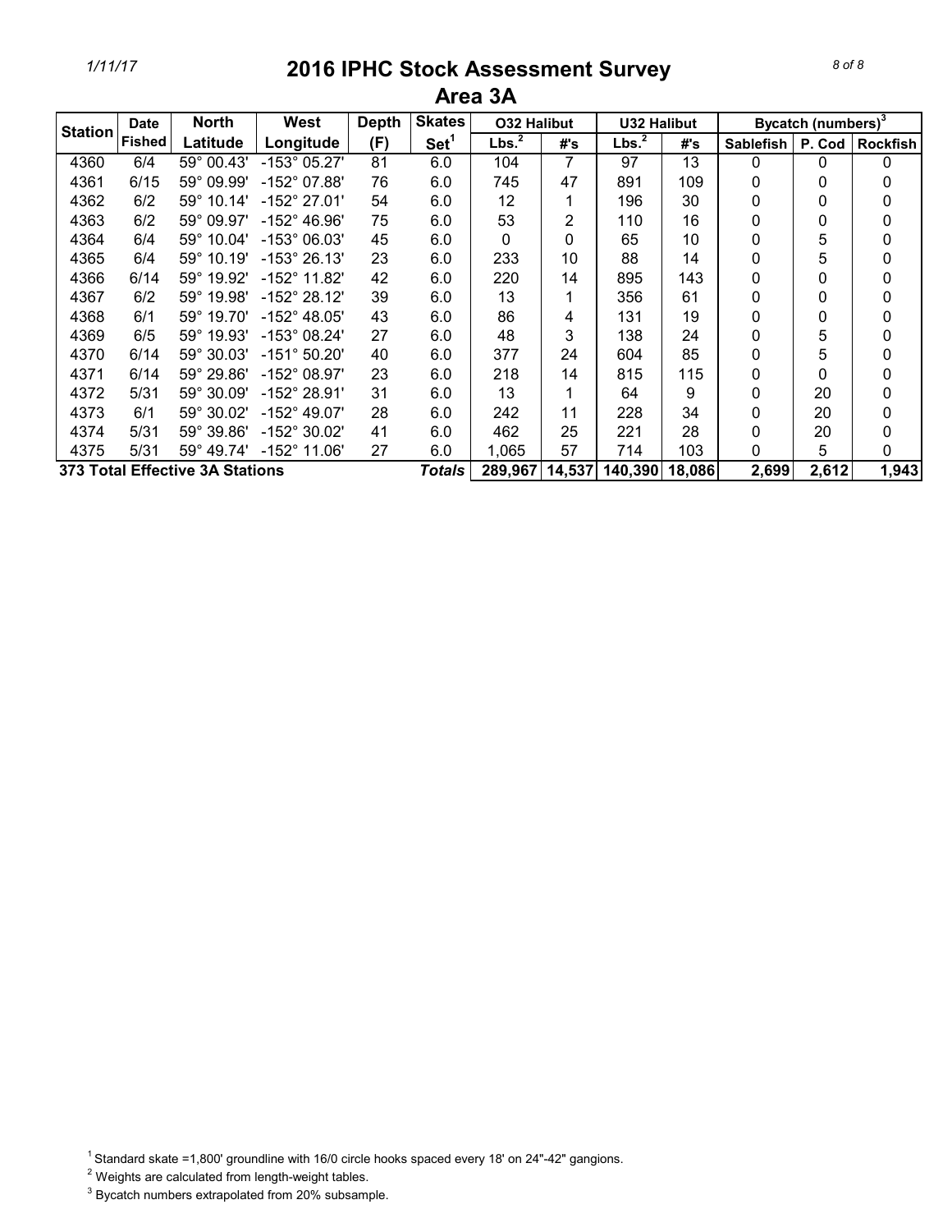# 2016 IPHC Stock Assessment Survey

## Area 3A

| Station | Date Fished | North Latitude | West Longitude | Depth (F) | Skates Set[1] | O32 Halibut Lbs.[2] | O32 Halibut #'s | U32 Halibut Lbs.[2] | U32 Halibut #'s | Bycatch (numbers)[3] Sablefish | P. Cod | Rockfish |
|---|---|---|---|---|---|---|---|---|---|---|---|---|
| 4360 | 6/4 | 59° 00.43' | -153° 05.27' | 81 | 6.0 | 104 | 7 | 97 | 13 | 0 | 0 | 0 |
| 4361 | 6/15 | 59° 09.99' | -152° 07.88' | 76 | 6.0 | 745 | 47 | 891 | 109 | 0 | 0 | 0 |
| 4362 | 6/2 | 59° 10.14' | -152° 27.01' | 54 | 6.0 | 12 | 1 | 196 | 30 | 0 | 0 | 0 |
| 4363 | 6/2 | 59° 09.97' | -152° 46.96' | 75 | 6.0 | 53 | 2 | 110 | 16 | 0 | 0 | 0 |
| 4364 | 6/4 | 59° 10.04' | -153° 06.03' | 45 | 6.0 | 0 | 0 | 65 | 10 | 0 | 5 | 0 |
| 4365 | 6/4 | 59° 10.19' | -153° 26.13' | 23 | 6.0 | 233 | 10 | 88 | 14 | 0 | 5 | 0 |
| 4366 | 6/14 | 59° 19.92' | -152° 11.82' | 42 | 6.0 | 220 | 14 | 895 | 143 | 0 | 0 | 0 |
| 4367 | 6/2 | 59° 19.98' | -152° 28.12' | 39 | 6.0 | 13 | 1 | 356 | 61 | 0 | 0 | 0 |
| 4368 | 6/1 | 59° 19.70' | -152° 48.05' | 43 | 6.0 | 86 | 4 | 131 | 19 | 0 | 0 | 0 |
| 4369 | 6/5 | 59° 19.93' | -153° 08.24' | 27 | 6.0 | 48 | 3 | 138 | 24 | 0 | 5 | 0 |
| 4370 | 6/14 | 59° 30.03' | -151° 50.20' | 40 | 6.0 | 377 | 24 | 604 | 85 | 0 | 5 | 0 |
| 4371 | 6/14 | 59° 29.86' | -152° 08.97' | 23 | 6.0 | 218 | 14 | 815 | 115 | 0 | 0 | 0 |
| 4372 | 5/31 | 59° 30.09' | -152° 28.91' | 31 | 6.0 | 13 | 1 | 64 | 9 | 0 | 20 | 0 |
| 4373 | 6/1 | 59° 30.02' | -152° 49.07' | 28 | 6.0 | 242 | 11 | 228 | 34 | 0 | 20 | 0 |
| 4374 | 5/31 | 59° 39.86' | -152° 30.02' | 41 | 6.0 | 462 | 25 | 221 | 28 | 0 | 20 | 0 |
| 4375 | 5/31 | 59° 49.74' | -152° 11.06' | 27 | 6.0 | 1,065 | 57 | 714 | 103 | 0 | 5 | 0 |
| **373 Total Effective 3A Stations** | | | | | ***Totals*** | **289,967** | **14,537** | **140,390** | **18,086** | **2,699** | **2,612** | **1,943** |

[1] Standard skate =1,800' groundline with 16/0 circle hooks spaced every 18' on 24"-42" gangions.

[2] Weights are calculated from length-weight tables.

[3] Bycatch numbers extrapolated from 20% subsample.